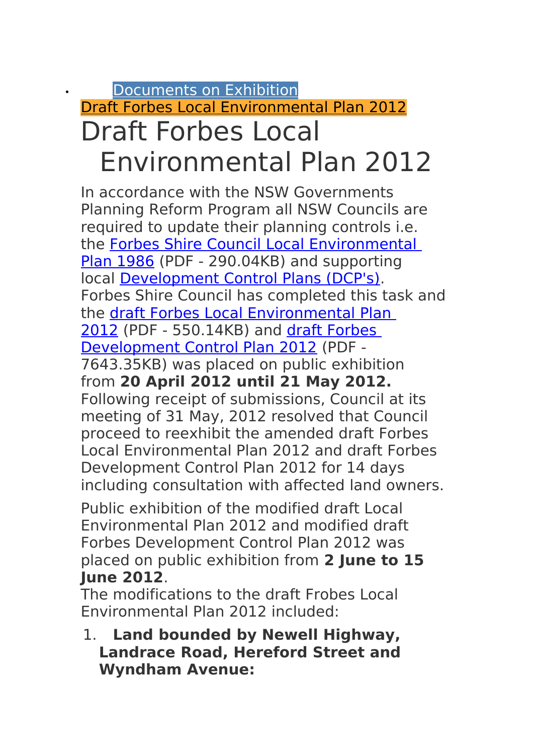- Documents on Exhibition

Draft Forbes Local Environmental Plan 2012

# Draft Forbes Local Environmental Plan 2012

In accordance with the NSW Governments Planning Reform Program all NSW Councils are required to update their planning controls i.e. the Forbes Shire Council Local Environmental Plan 1986 (PDF - 290.04KB) and supporting local Development Control Plans (DCP's). Forbes Shire Council has completed this task and the draft Forbes Local Environmental Plan 2012 (PDF - 550.14KB) and draft Forbes Development Control Plan 2012 (PDF - 7643.35KB) was placed on public exhibition from **20 April 2012 until 21 May 2012.** Following receipt of submissions, Council at its meeting of 31 May, 2012 resolved that Council proceed to reexhibit the amended draft Forbes Local Environmental Plan 2012 and draft Forbes Development Control Plan 2012 for 14 days including consultation with affected land owners.

Public exhibition of the modified draft Local Environmental Plan 2012 and modified draft Forbes Development Control Plan 2012 was placed on public exhibition from **2 June to 15 June 2012**.

The modifications to the draft Frobes Local Environmental Plan 2012 included:

1. **Land bounded by Newell Highway, Landrace Road, Hereford Street and Wyndham Avenue:**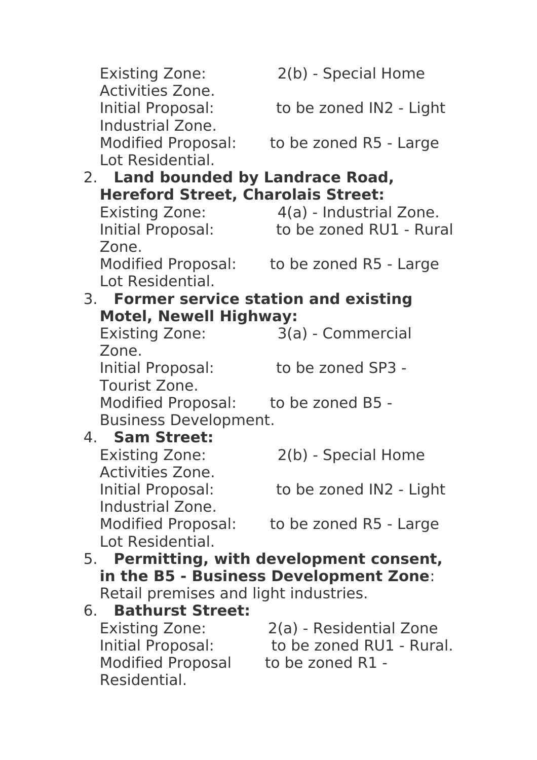Existing Zone: 2(b) - Special Home Activities Zone.
Initial Proposal: to be zoned IN2 - Light Industrial Zone.
Modified Proposal: to be zoned R5 - Large Lot Residential.

2. **Land bounded by Landrace Road, Hereford Street, Charolais Street:**
   Existing Zone: 4(a) - Industrial Zone.
   Initial Proposal: to be zoned RU1 - Rural Zone.
   Modified Proposal: to be zoned R5 - Large Lot Residential.
3. **Former service station and existing Motel, Newell Highway:**
   Existing Zone: 3(a) - Commercial Zone.
   Initial Proposal: to be zoned SP3 - Tourist Zone.
   Modified Proposal: to be zoned B5 - Business Development.
4. **Sam Street:**
   Existing Zone: 2(b) - Special Home Activities Zone.
   Initial Proposal: to be zoned IN2 - Light Industrial Zone.
   Modified Proposal: to be zoned R5 - Large Lot Residential.
5. **Permitting, with development consent, in the B5 - Business Development Zone**:
   Retail premises and light industries.
6. **Bathurst Street:**
   Existing Zone: 2(a) - Residential Zone
   Initial Proposal: to be zoned RU1 - Rural.
   Modified Proposal to be zoned R1 - Residential.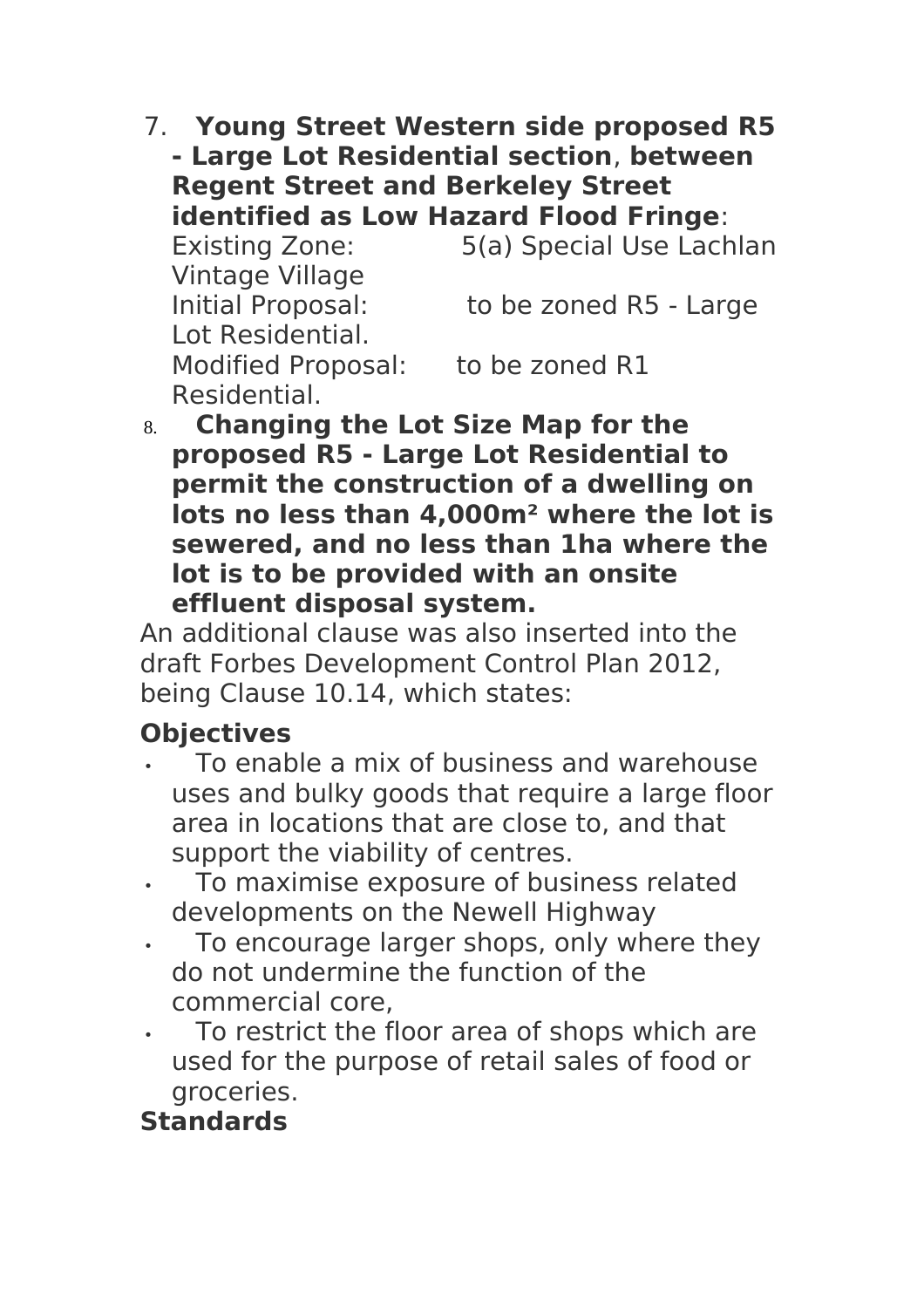7. **Young Street Western side proposed R5 - Large Lot Residential section**, **between Regent Street and Berkeley Street identified as Low Hazard Flood Fringe**:
   Existing Zone: 5(a) Special Use Lachlan Vintage Village
   Initial Proposal: to be zoned R5 - Large Lot Residential.
   Modified Proposal: to be zoned R1 Residential.
8. **Changing the Lot Size Map for the proposed R5 - Large Lot Residential to permit the construction of a dwelling on lots no less than 4,000m² where the lot is sewered, and no less than 1ha where the lot is to be provided with an onsite effluent disposal system.**

An additional clause was also inserted into the draft Forbes Development Control Plan 2012, being Clause 10.14, which states:

**Objectives**

- To enable a mix of business and warehouse uses and bulky goods that require a large floor area in locations that are close to, and that support the viability of centres.
- To maximise exposure of business related developments on the Newell Highway
- To encourage larger shops, only where they do not undermine the function of the commercial core,
- To restrict the floor area of shops which are used for the purpose of retail sales of food or groceries.

**Standards**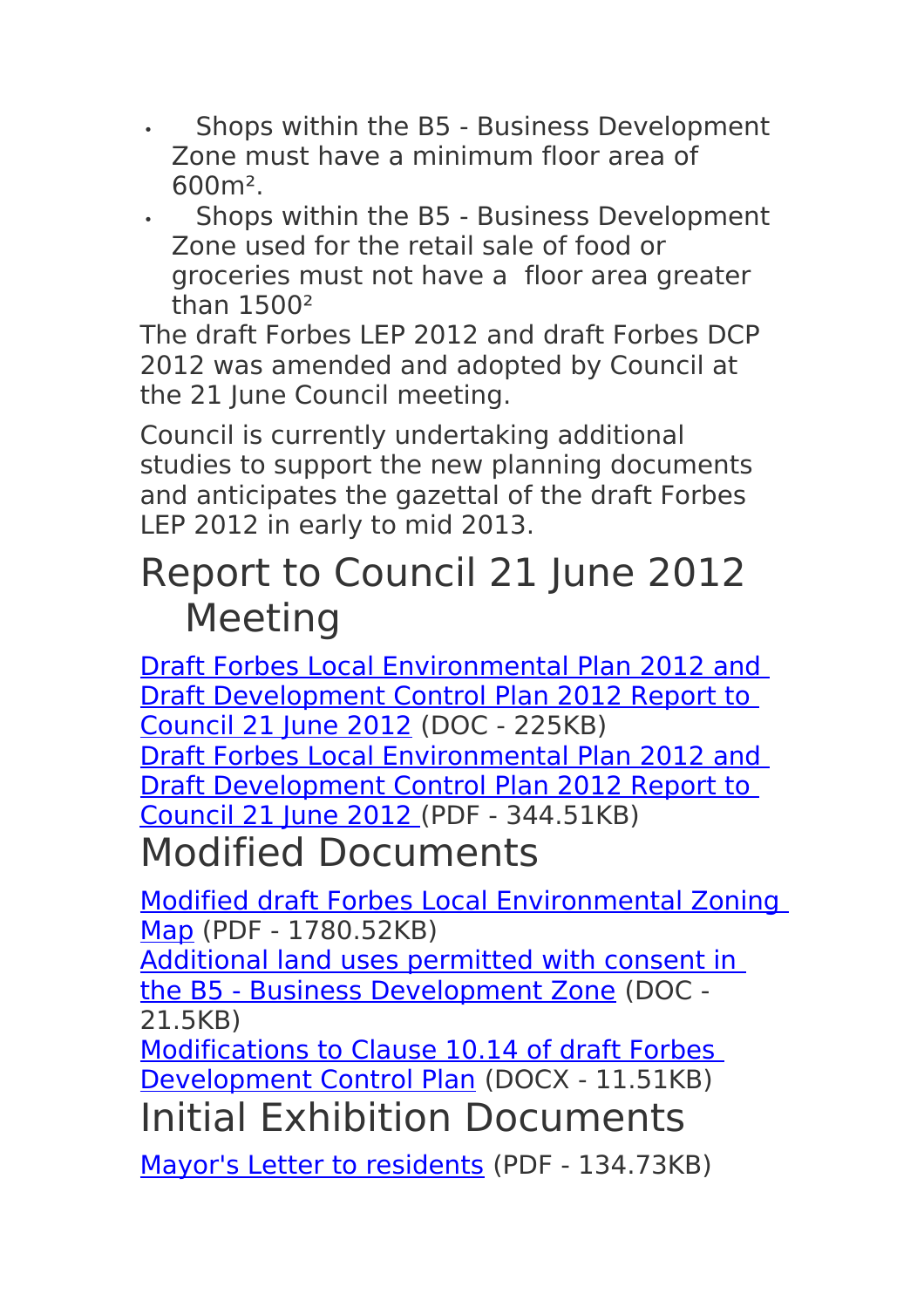- Shops within the B5 - Business Development Zone must have a minimum floor area of 600m².
- Shops within the B5 - Business Development Zone used for the retail sale of food or groceries must not have a floor area greater than 1500²

The draft Forbes LEP 2012 and draft Forbes DCP 2012 was amended and adopted by Council at the 21 June Council meeting.

Council is currently undertaking additional studies to support the new planning documents and anticipates the gazettal of the draft Forbes LEP 2012 in early to mid 2013.

# Report to Council 21 June 2012 Meeting

Draft Forbes Local Environmental Plan 2012 and Draft Development Control Plan 2012 Report to Council 21 June 2012 (DOC - 225KB)
Draft Forbes Local Environmental Plan 2012 and Draft Development Control Plan 2012 Report to Council 21 June 2012 (PDF - 344.51KB)

# Modified Documents

Modified draft Forbes Local Environmental Zoning Map (PDF - 1780.52KB)
Additional land uses permitted with consent in the B5 - Business Development Zone (DOC - 21.5KB)
Modifications to Clause 10.14 of draft Forbes Development Control Plan (DOCX - 11.51KB)

# Initial Exhibition Documents

Mayor's Letter to residents (PDF - 134.73KB)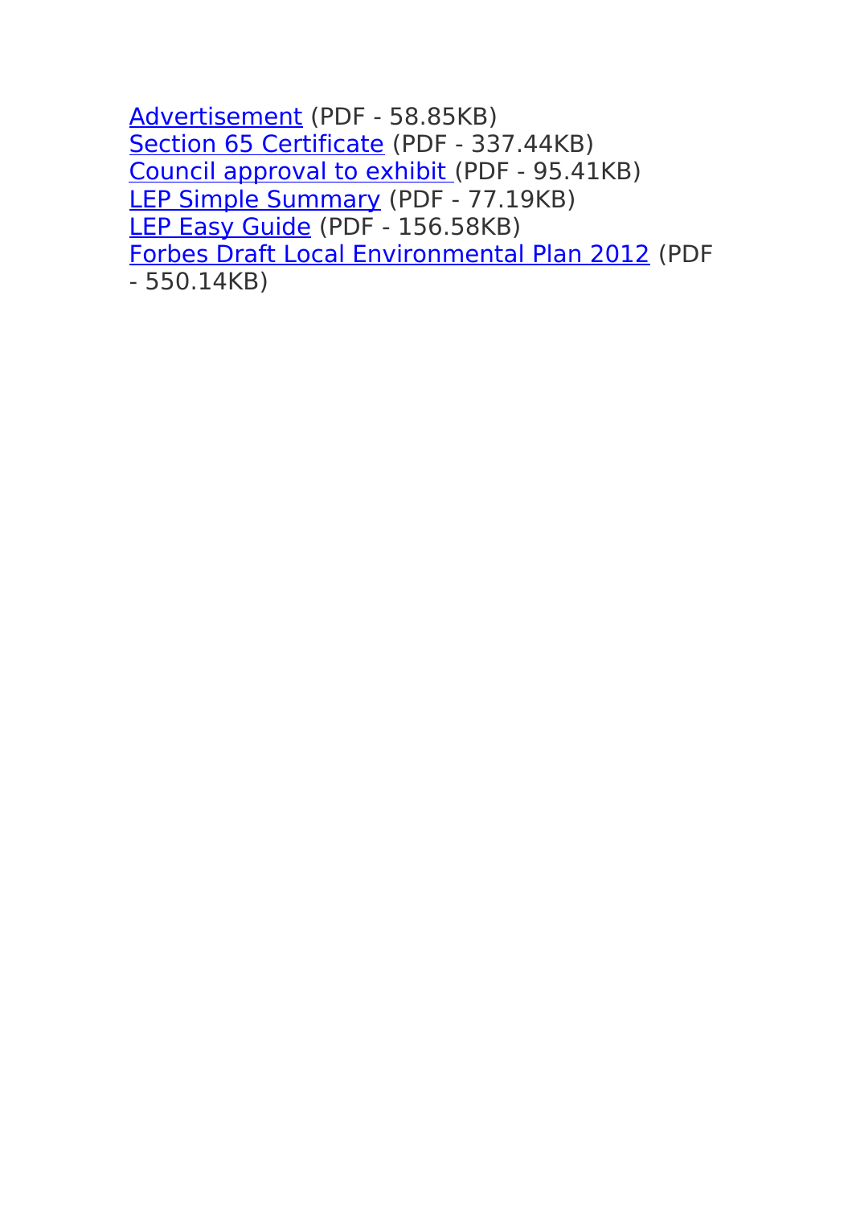Advertisement (PDF - 58.85KB)
Section 65 Certificate (PDF - 337.44KB)
Council approval to exhibit (PDF - 95.41KB)
LEP Simple Summary (PDF - 77.19KB)
LEP Easy Guide (PDF - 156.58KB)
Forbes Draft Local Environmental Plan 2012 (PDF - 550.14KB)